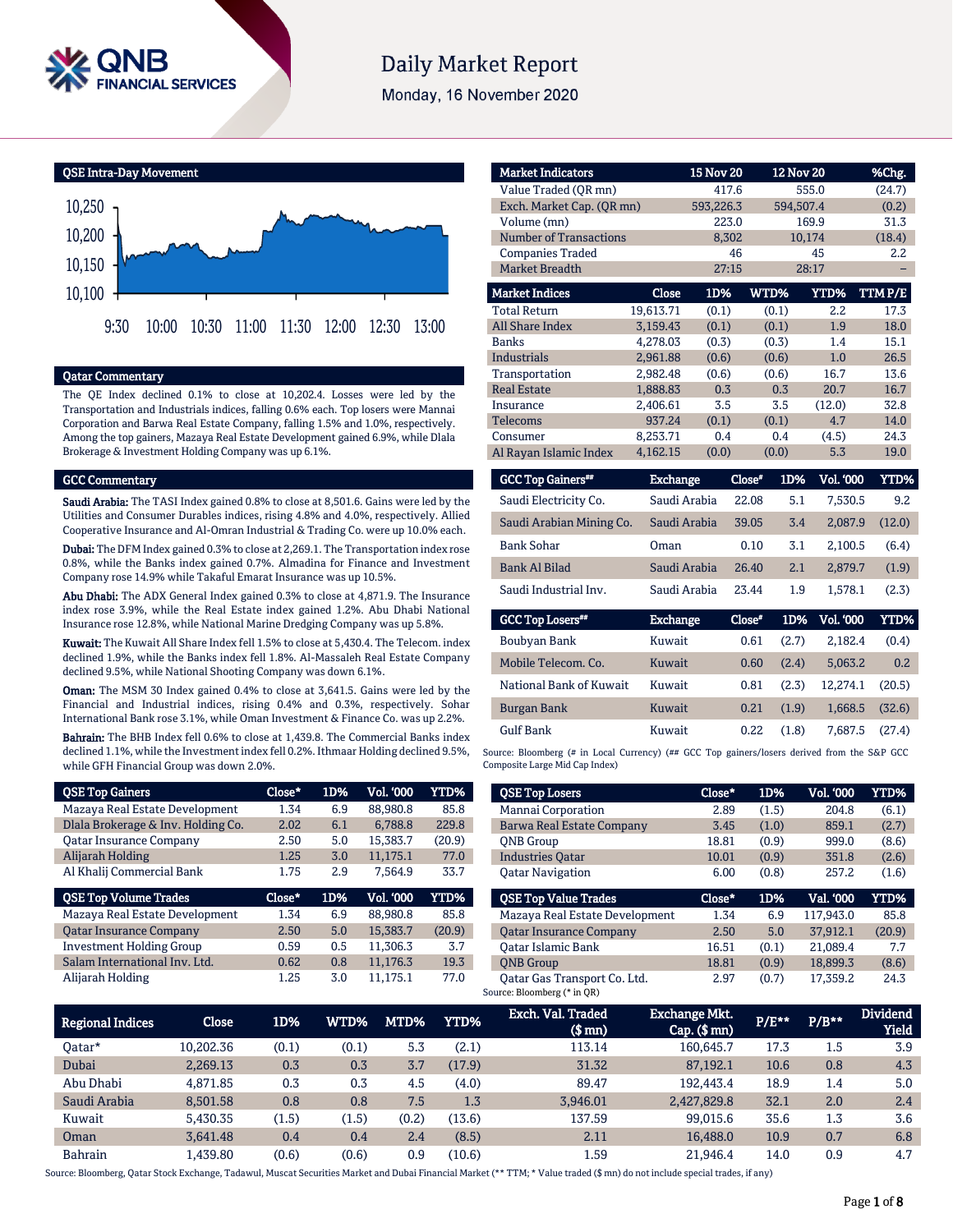# Daily Market Report

Monday, 16 November 2020

## QSE Intra-Day Movement

## Qatar Commentary

The QE Index declined 0.1% to close at 10,202.4. Losses were led by the Transportation and Industrials indices, falling 0.6% each. Top losers were Mannai Corporation and Barwa Real Estate Company, falling 1.5% and 1.0%, respectively. Among the top gainers, Mazaya Real Estate Development gained 6.9%, while Dlala Brokerage & Investment Holding Company was up 6.1%.

## GCC Commentary

**Saudi Arabia:** The TASI Index gained 0.8% to close at 8,501.6. Gains were led by the Utilities and Consumer Durables indices, rising 4.8% and 4.0%, respectively. Allied Cooperative Insurance and Al-Omran Industrial & Trading Co. were up 10.0% each.

**Dubai:** The DFM Index gained 0.3% to close at 2,269.1. The Transportation index rose 0.8%, while the Banks index gained 0.7%. Almadina for Finance and Investment Company rose 14.9% while Takaful Emarat Insurance was up 10.5%.

**Abu Dhabi:** The ADX General Index gained 0.3% to close at 4,871.9. The Insurance index rose 3.9%, while the Real Estate index gained 1.2%. Abu Dhabi National Insurance rose 12.8%, while National Marine Dredging Company was up 5.8%.

**Kuwait:** The Kuwait All Share Index fell 1.5% to close at 5,430.4. The Telecom. index declined 1.9%, while the Banks index fell 1.8%. Al-Massaleh Real Estate Company declined 9.5%, while National Shooting Company was down 6.1%.

**Oman:** The MSM 30 Index gained 0.4% to close at 3,641.5. Gains were led by the Financial and Industrial indices, rising 0.4% and 0.3%, respectively. Sohar International Bank rose 3.1%, while Oman Investment & Finance Co. was up 2.2%.

**Bahrain:** The BHB Index fell 0.6% to close at 1,439.8. The Commercial Banks index declined 1.1%, while the Investment index fell 0.2%. Ithmaar Holding declined 9.5%, while GFH Financial Group was down 2.0%.

| Market Indicators | 15 Nov 20 | 12 Nov 20 | %Chg. |
|---|---|---|---|
| Value Traded (QR mn) | 417.6 | 555.0 | (24.7) |
| Exch. Market Cap. (QR mn) | 593,226.3 | 594,507.4 | (0.2) |
| Volume (mn) | 223.0 | 169.9 | 31.3 |
| Number of Transactions | 8,302 | 10,174 | (18.4) |
| Companies Traded | 46 | 45 | 2.2 |
| Market Breadth | 27:15 | 28:17 | – |

| Market Indices | Close | 1D% | WTD% | YTD% | TTM P/E |
|---|---|---|---|---|---|
| Total Return | 19,613.71 | (0.1) | (0.1) | 2.2 | 17.3 |
| All Share Index | 3,159.43 | (0.1) | (0.1) | 1.9 | 18.0 |
| Banks | 4,278.03 | (0.3) | (0.3) | 1.4 | 15.1 |
| Industrials | 2,961.88 | (0.6) | (0.6) | 1.0 | 26.5 |
| Transportation | 2,982.48 | (0.6) | (0.6) | 16.7 | 13.6 |
| Real Estate | 1,888.83 | 0.3 | 0.3 | 20.7 | 16.7 |
| Insurance | 2,406.61 | 3.5 | 3.5 | (12.0) | 32.8 |
| Telecoms | 937.24 | (0.1) | (0.1) | 4.7 | 14.0 |
| Consumer | 8,253.71 | 0.4 | 0.4 | (4.5) | 24.3 |
| Al Rayan Islamic Index | 4,162.15 | (0.0) | (0.0) | 5.3 | 19.0 |

| GCC Top Gainers## | Exchange | Close# | 1D% | Vol. '000 | YTD% |
|---|---|---|---|---|---|
| Saudi Electricity Co. | Saudi Arabia | 22.08 | 5.1 | 7,530.5 | 9.2 |
| Saudi Arabian Mining Co. | Saudi Arabia | 39.05 | 3.4 | 2,087.9 | (12.0) |
| Bank Sohar | Oman | 0.10 | 3.1 | 2,100.5 | (6.4) |
| Bank Al Bilad | Saudi Arabia | 26.40 | 2.1 | 2,879.7 | (1.9) |
| Saudi Industrial Inv. | Saudi Arabia | 23.44 | 1.9 | 1,578.1 | (2.3) |

| GCC Top Losers## | Exchange | Close# | 1D% | Vol. '000 | YTD% |
|---|---|---|---|---|---|
| Boubyan Bank | Kuwait | 0.61 | (2.7) | 2,182.4 | (0.4) |
| Mobile Telecom. Co. | Kuwait | 0.60 | (2.4) | 5,063.2 | 0.2 |
| National Bank of Kuwait | Kuwait | 0.81 | (2.3) | 12,274.1 | (20.5) |
| Burgan Bank | Kuwait | 0.21 | (1.9) | 1,668.5 | (32.6) |
| Gulf Bank | Kuwait | 0.22 | (1.8) | 7,687.5 | (27.4) |

Source: Bloomberg (# in Local Currency) (## GCC Top gainers/losers derived from the S&P GCC Composite Large Mid Cap Index)

| QSE Top Gainers | Close* | 1D% | Vol. '000 | YTD% |
|---|---|---|---|---|
| Mazaya Real Estate Development | 1.34 | 6.9 | 88,980.8 | 85.8 |
| Dlala Brokerage & Inv. Holding Co. | 2.02 | 6.1 | 6,788.8 | 229.8 |
| Qatar Insurance Company | 2.50 | 5.0 | 15,383.7 | (20.9) |
| Alijarah Holding | 1.25 | 3.0 | 11,175.1 | 77.0 |
| Al Khalij Commercial Bank | 1.75 | 2.9 | 7,564.9 | 33.7 |

| QSE Top Volume Trades | Close* | 1D% | Vol. '000 | YTD% |
|---|---|---|---|---|
| Mazaya Real Estate Development | 1.34 | 6.9 | 88,980.8 | 85.8 |
| Qatar Insurance Company | 2.50 | 5.0 | 15,383.7 | (20.9) |
| Investment Holding Group | 0.59 | 0.5 | 11,306.3 | 3.7 |
| Salam International Inv. Ltd. | 0.62 | 0.8 | 11,176.3 | 19.3 |
| Alijarah Holding | 1.25 | 3.0 | 11,175.1 | 77.0 |

| QSE Top Losers | Close* | 1D% | Vol. '000 | YTD% |
|---|---|---|---|---|
| Mannai Corporation | 2.89 | (1.5) | 204.8 | (6.1) |
| Barwa Real Estate Company | 3.45 | (1.0) | 859.1 | (2.7) |
| QNB Group | 18.81 | (0.9) | 999.0 | (8.6) |
| Industries Qatar | 10.01 | (0.9) | 351.8 | (2.6) |
| Qatar Navigation | 6.00 | (0.8) | 257.2 | (1.6) |

| QSE Top Value Trades | Close* | 1D% | Val. '000 | YTD% |
|---|---|---|---|---|
| Mazaya Real Estate Development | 1.34 | 6.9 | 117,943.0 | 85.8 |
| Qatar Insurance Company | 2.50 | 5.0 | 37,912.1 | (20.9) |
| Qatar Islamic Bank | 16.51 | (0.1) | 21,089.4 | 7.7 |
| QNB Group | 18.81 | (0.9) | 18,899.3 | (8.6) |
| Qatar Gas Transport Co. Ltd. | 2.97 | (0.7) | 17,359.2 | 24.3 |

Source: Bloomberg (* in QR)

| Regional Indices | Close | 1D% | WTD% | MTD% | YTD% | Exch. Val. Traded ($ mn) | Exchange Mkt. Cap. ($ mn) | P/E** | P/B** | Dividend Yield |
|---|---|---|---|---|---|---|---|---|---|---|
| Qatar* | 10,202.36 | (0.1) | (0.1) | 5.3 | (2.1) | 113.14 | 160,645.7 | 17.3 | 1.5 | 3.9 |
| Dubai | 2,269.13 | 0.3 | 0.3 | 3.7 | (17.9) | 31.32 | 87,192.1 | 10.6 | 0.8 | 4.3 |
| Abu Dhabi | 4,871.85 | 0.3 | 0.3 | 4.5 | (4.0) | 89.47 | 192,443.4 | 18.9 | 1.4 | 5.0 |
| Saudi Arabia | 8,501.58 | 0.8 | 0.8 | 7.5 | 1.3 | 3,946.01 | 2,427,829.8 | 32.1 | 2.0 | 2.4 |
| Kuwait | 5,430.35 | (1.5) | (1.5) | (0.2) | (13.6) | 137.59 | 99,015.6 | 35.6 | 1.3 | 3.6 |
| Oman | 3,641.48 | 0.4 | 0.4 | 2.4 | (8.5) | 2.11 | 16,488.0 | 10.9 | 0.7 | 6.8 |
| Bahrain | 1,439.80 | (0.6) | (0.6) | 0.9 | (10.6) | 1.59 | 21,946.4 | 14.0 | 0.9 | 4.7 |

Source: Bloomberg, Qatar Stock Exchange, Tadawul, Muscat Securities Market and Dubai Financial Market (** TTM; * Value traded ($ mn) do not include special trades, if any)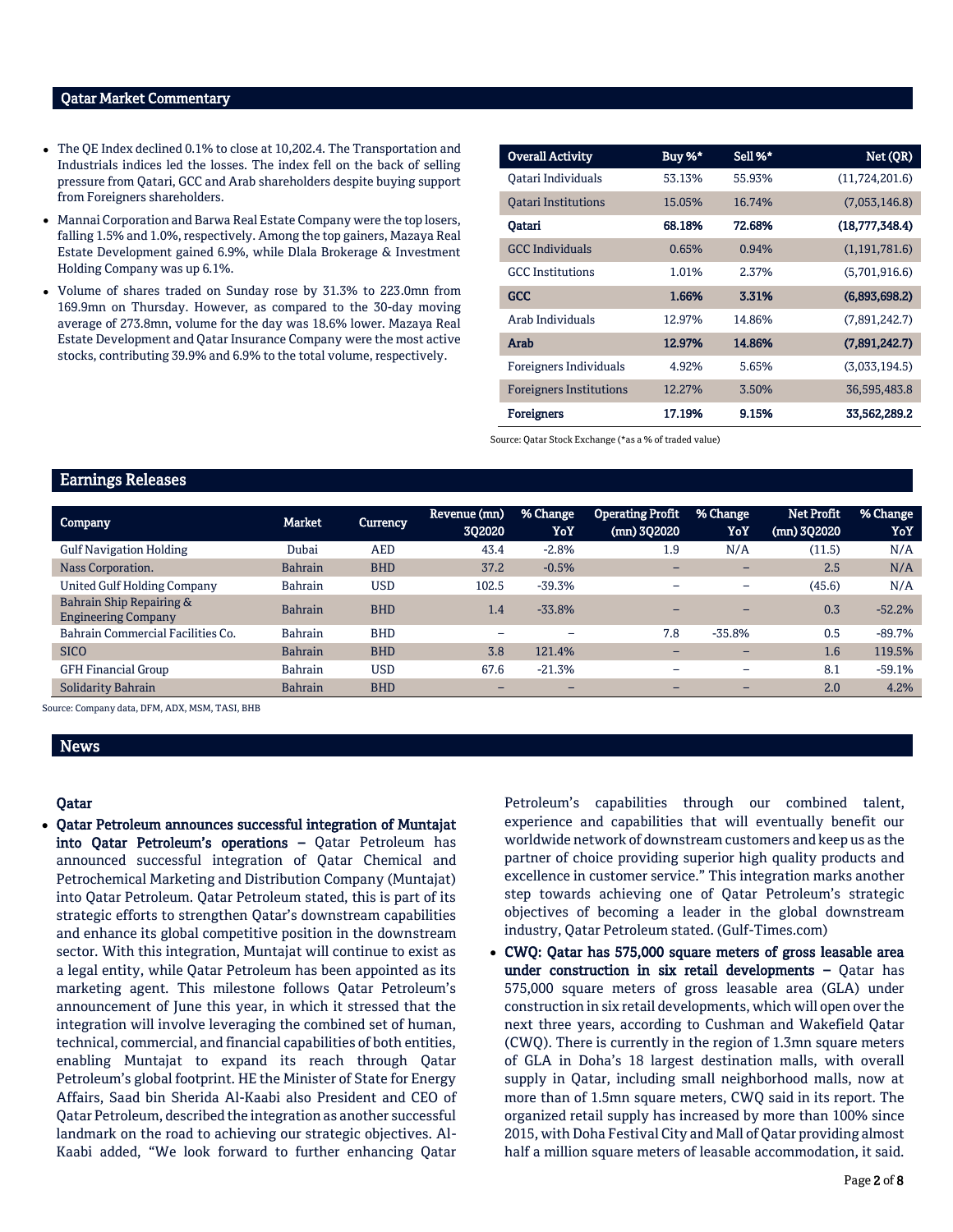## Qatar Market Commentary

- The QE Index declined 0.1% to close at 10,202.4. The Transportation and Industrials indices led the losses. The index fell on the back of selling pressure from Qatari, GCC and Arab shareholders despite buying support from Foreigners shareholders.
- Mannai Corporation and Barwa Real Estate Company were the top losers, falling 1.5% and 1.0%, respectively. Among the top gainers, Mazaya Real Estate Development gained 6.9%, while Dlala Brokerage & Investment Holding Company was up 6.1%.
- Volume of shares traded on Sunday rose by 31.3% to 223.0mn from 169.9mn on Thursday. However, as compared to the 30-day moving average of 273.8mn, volume for the day was 18.6% lower. Mazaya Real Estate Development and Qatar Insurance Company were the most active stocks, contributing 39.9% and 6.9% to the total volume, respectively.

| Overall Activity | Buy %* | Sell %* | Net (QR) |
|---|---|---|---|
| Qatari Individuals | 53.13% | 55.93% | (11,724,201.6) |
| Qatari Institutions | 15.05% | 16.74% | (7,053,146.8) |
| **Qatari** | **68.18%** | **72.68%** | **(18,777,348.4)** |
| GCC Individuals | 0.65% | 0.94% | (1,191,781.6) |
| GCC Institutions | 1.01% | 2.37% | (5,701,916.6) |
| **GCC** | **1.66%** | **3.31%** | **(6,893,698.2)** |
| Arab Individuals | 12.97% | 14.86% | (7,891,242.7) |
| **Arab** | **12.97%** | **14.86%** | **(7,891,242.7)** |
| Foreigners Individuals | 4.92% | 5.65% | (3,033,194.5) |
| Foreigners Institutions | 12.27% | 3.50% | 36,595,483.8 |
| **Foreigners** | **17.19%** | **9.15%** | **33,562,289.2** |

Source: Qatar Stock Exchange (*as a % of traded value)

## Earnings Releases

| Company | Market | Currency | Revenue (mn) 3Q2020 | % Change YoY | Operating Profit (mn) 3Q2020 | % Change YoY | Net Profit (mn) 3Q2020 | % Change YoY |
|---|---|---|---|---|---|---|---|---|
| Gulf Navigation Holding | Dubai | AED | 43.4 | -2.8% | 1.9 | N/A | (11.5) | N/A |
| Nass Corporation. | Bahrain | BHD | 37.2 | -0.5% | – | – | 2.5 | N/A |
| United Gulf Holding Company | Bahrain | USD | 102.5 | -39.3% | – | – | (45.6) | N/A |
| Bahrain Ship Repairing & Engineering Company | Bahrain | BHD | 1.4 | -33.8% | – | – | 0.3 | -52.2% |
| Bahrain Commercial Facilities Co. | Bahrain | BHD | – | – | 7.8 | -35.8% | 0.5 | -89.7% |
| SICO | Bahrain | BHD | 3.8 | 121.4% | – | – | 1.6 | 119.5% |
| GFH Financial Group | Bahrain | USD | 67.6 | -21.3% | – | – | 8.1 | -59.1% |
| Solidarity Bahrain | Bahrain | BHD | – | – | – | – | 2.0 | 4.2% |

Source: Company data, DFM, ADX, MSM, TASI, BHB

## News

### Qatar

- **Qatar Petroleum announces successful integration of Muntajat into Qatar Petroleum's operations –** Qatar Petroleum has announced successful integration of Qatar Chemical and Petrochemical Marketing and Distribution Company (Muntajat) into Qatar Petroleum. Qatar Petroleum stated, this is part of its strategic efforts to strengthen Qatar's downstream capabilities and enhance its global competitive position in the downstream sector. With this integration, Muntajat will continue to exist as a legal entity, while Qatar Petroleum has been appointed as its marketing agent. This milestone follows Qatar Petroleum's announcement of June this year, in which it stressed that the integration will involve leveraging the combined set of human, technical, commercial, and financial capabilities of both entities, enabling Muntajat to expand its reach through Qatar Petroleum's global footprint. HE the Minister of State for Energy Affairs, Saad bin Sherida Al-Kaabi also President and CEO of Qatar Petroleum, described the integration as another successful landmark on the road to achieving our strategic objectives. Al-Kaabi added, "We look forward to further enhancing Qatar Petroleum's capabilities through our combined talent, experience and capabilities that will eventually benefit our worldwide network of downstream customers and keep us as the partner of choice providing superior high quality products and excellence in customer service." This integration marks another step towards achieving one of Qatar Petroleum's strategic objectives of becoming a leader in the global downstream industry, Qatar Petroleum stated. (Gulf-Times.com)
- **CWQ: Qatar has 575,000 square meters of gross leasable area under construction in six retail developments –** Qatar has 575,000 square meters of gross leasable area (GLA) under construction in six retail developments, which will open over the next three years, according to Cushman and Wakefield Qatar (CWQ). There is currently in the region of 1.3mn square meters of GLA in Doha's 18 largest destination malls, with overall supply in Qatar, including small neighborhood malls, now at more than of 1.5mn square meters, CWQ said in its report. The organized retail supply has increased by more than 100% since 2015, with Doha Festival City and Mall of Qatar providing almost half a million square meters of leasable accommodation, it said.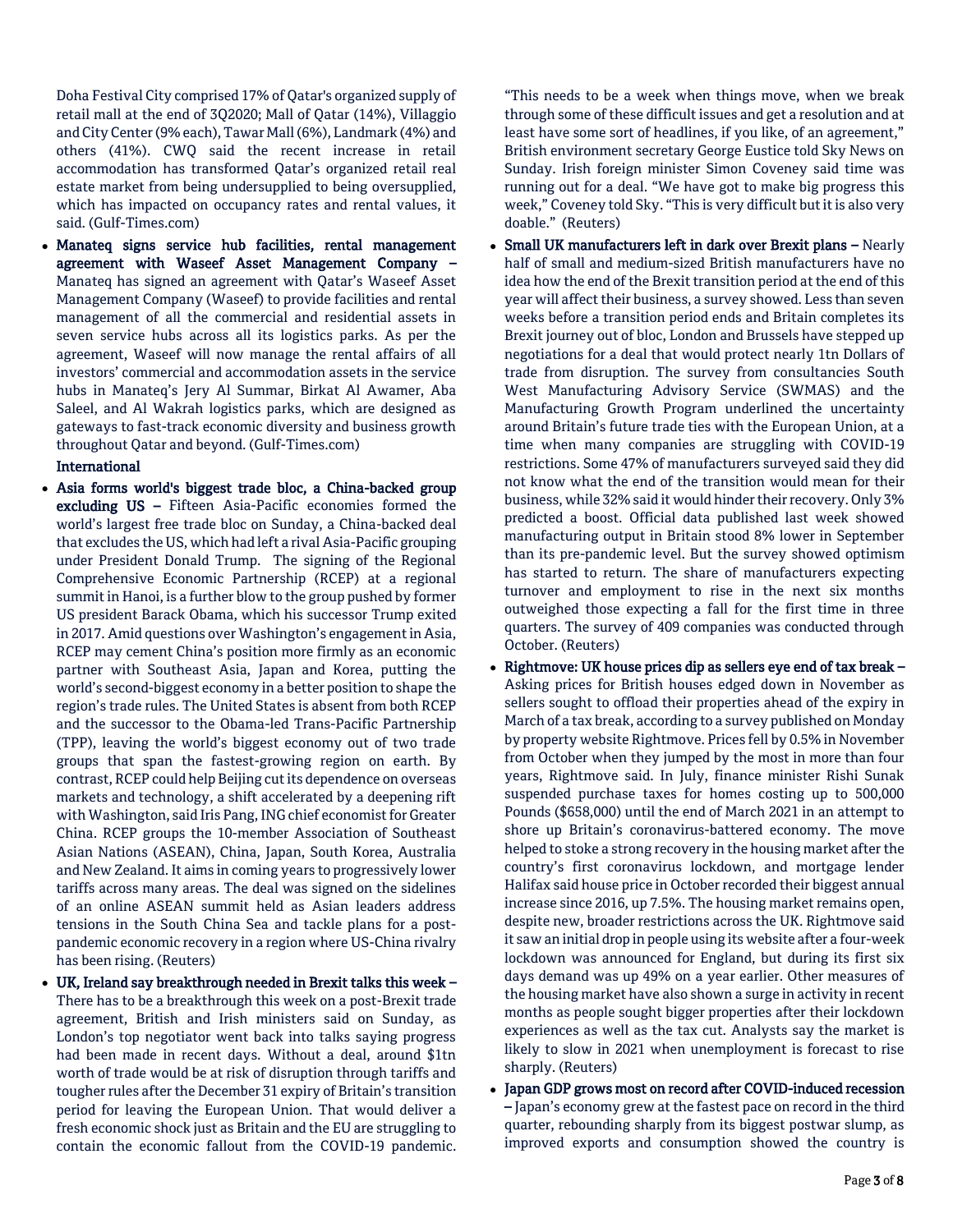Doha Festival City comprised 17% of Qatar's organized supply of retail mall at the end of 3Q2020; Mall of Qatar (14%), Villaggio and City Center (9% each), Tawar Mall (6%), Landmark (4%) and others (41%). CWQ said the recent increase in retail accommodation has transformed Qatar's organized retail real estate market from being undersupplied to being oversupplied, which has impacted on occupancy rates and rental values, it said. (Gulf-Times.com)

- **Manateq signs service hub facilities, rental management agreement with Waseef Asset Management Company –** Manateq has signed an agreement with Qatar's Waseef Asset Management Company (Waseef) to provide facilities and rental management of all the commercial and residential assets in seven service hubs across all its logistics parks. As per the agreement, Waseef will now manage the rental affairs of all investors' commercial and accommodation assets in the service hubs in Manateq's Jery Al Summar, Birkat Al Awamer, Aba Saleel, and Al Wakrah logistics parks, which are designed as gateways to fast-track economic diversity and business growth throughout Qatar and beyond. (Gulf-Times.com)

**International**

- **Asia forms world's biggest trade bloc, a China-backed group excluding US –** Fifteen Asia-Pacific economies formed the world's largest free trade bloc on Sunday, a China-backed deal that excludes the US, which had left a rival Asia-Pacific grouping under President Donald Trump. The signing of the Regional Comprehensive Economic Partnership (RCEP) at a regional summit in Hanoi, is a further blow to the group pushed by former US president Barack Obama, which his successor Trump exited in 2017. Amid questions over Washington's engagement in Asia, RCEP may cement China's position more firmly as an economic partner with Southeast Asia, Japan and Korea, putting the world's second-biggest economy in a better position to shape the region's trade rules. The United States is absent from both RCEP and the successor to the Obama-led Trans-Pacific Partnership (TPP), leaving the world's biggest economy out of two trade groups that span the fastest-growing region on earth. By contrast, RCEP could help Beijing cut its dependence on overseas markets and technology, a shift accelerated by a deepening rift with Washington, said Iris Pang, ING chief economist for Greater China. RCEP groups the 10-member Association of Southeast Asian Nations (ASEAN), China, Japan, South Korea, Australia and New Zealand. It aims in coming years to progressively lower tariffs across many areas. The deal was signed on the sidelines of an online ASEAN summit held as Asian leaders address tensions in the South China Sea and tackle plans for a post-pandemic economic recovery in a region where US-China rivalry has been rising. (Reuters)
- **UK, Ireland say breakthrough needed in Brexit talks this week –** There has to be a breakthrough this week on a post-Brexit trade agreement, British and Irish ministers said on Sunday, as London's top negotiator went back into talks saying progress had been made in recent days. Without a deal, around $1tn worth of trade would be at risk of disruption through tariffs and tougher rules after the December 31 expiry of Britain's transition period for leaving the European Union. That would deliver a fresh economic shock just as Britain and the EU are struggling to contain the economic fallout from the COVID-19 pandemic. "This needs to be a week when things move, when we break through some of these difficult issues and get a resolution and at least have some sort of headlines, if you like, of an agreement," British environment secretary George Eustice told Sky News on Sunday. Irish foreign minister Simon Coveney said time was running out for a deal. "We have got to make big progress this week," Coveney told Sky. "This is very difficult but it is also very doable." (Reuters)
- **Small UK manufacturers left in dark over Brexit plans –** Nearly half of small and medium-sized British manufacturers have no idea how the end of the Brexit transition period at the end of this year will affect their business, a survey showed. Less than seven weeks before a transition period ends and Britain completes its Brexit journey out of bloc, London and Brussels have stepped up negotiations for a deal that would protect nearly 1tn Dollars of trade from disruption. The survey from consultancies South West Manufacturing Advisory Service (SWMAS) and the Manufacturing Growth Program underlined the uncertainty around Britain's future trade ties with the European Union, at a time when many companies are struggling with COVID-19 restrictions. Some 47% of manufacturers surveyed said they did not know what the end of the transition would mean for their business, while 32% said it would hinder their recovery. Only 3% predicted a boost. Official data published last week showed manufacturing output in Britain stood 8% lower in September than its pre-pandemic level. But the survey showed optimism has started to return. The share of manufacturers expecting turnover and employment to rise in the next six months outweighed those expecting a fall for the first time in three quarters. The survey of 409 companies was conducted through October. (Reuters)
- **Rightmove: UK house prices dip as sellers eye end of tax break –** Asking prices for British houses edged down in November as sellers sought to offload their properties ahead of the expiry in March of a tax break, according to a survey published on Monday by property website Rightmove. Prices fell by 0.5% in November from October when they jumped by the most in more than four years, Rightmove said. In July, finance minister Rishi Sunak suspended purchase taxes for homes costing up to 500,000 Pounds ($658,000) until the end of March 2021 in an attempt to shore up Britain's coronavirus-battered economy. The move helped to stoke a strong recovery in the housing market after the country's first coronavirus lockdown, and mortgage lender Halifax said house price in October recorded their biggest annual increase since 2016, up 7.5%. The housing market remains open, despite new, broader restrictions across the UK. Rightmove said it saw an initial drop in people using its website after a four-week lockdown was announced for England, but during its first six days demand was up 49% on a year earlier. Other measures of the housing market have also shown a surge in activity in recent months as people sought bigger properties after their lockdown experiences as well as the tax cut. Analysts say the market is likely to slow in 2021 when unemployment is forecast to rise sharply. (Reuters)
- **Japan GDP grows most on record after COVID-induced recession –** Japan's economy grew at the fastest pace on record in the third quarter, rebounding sharply from its biggest postwar slump, as improved exports and consumption showed the country is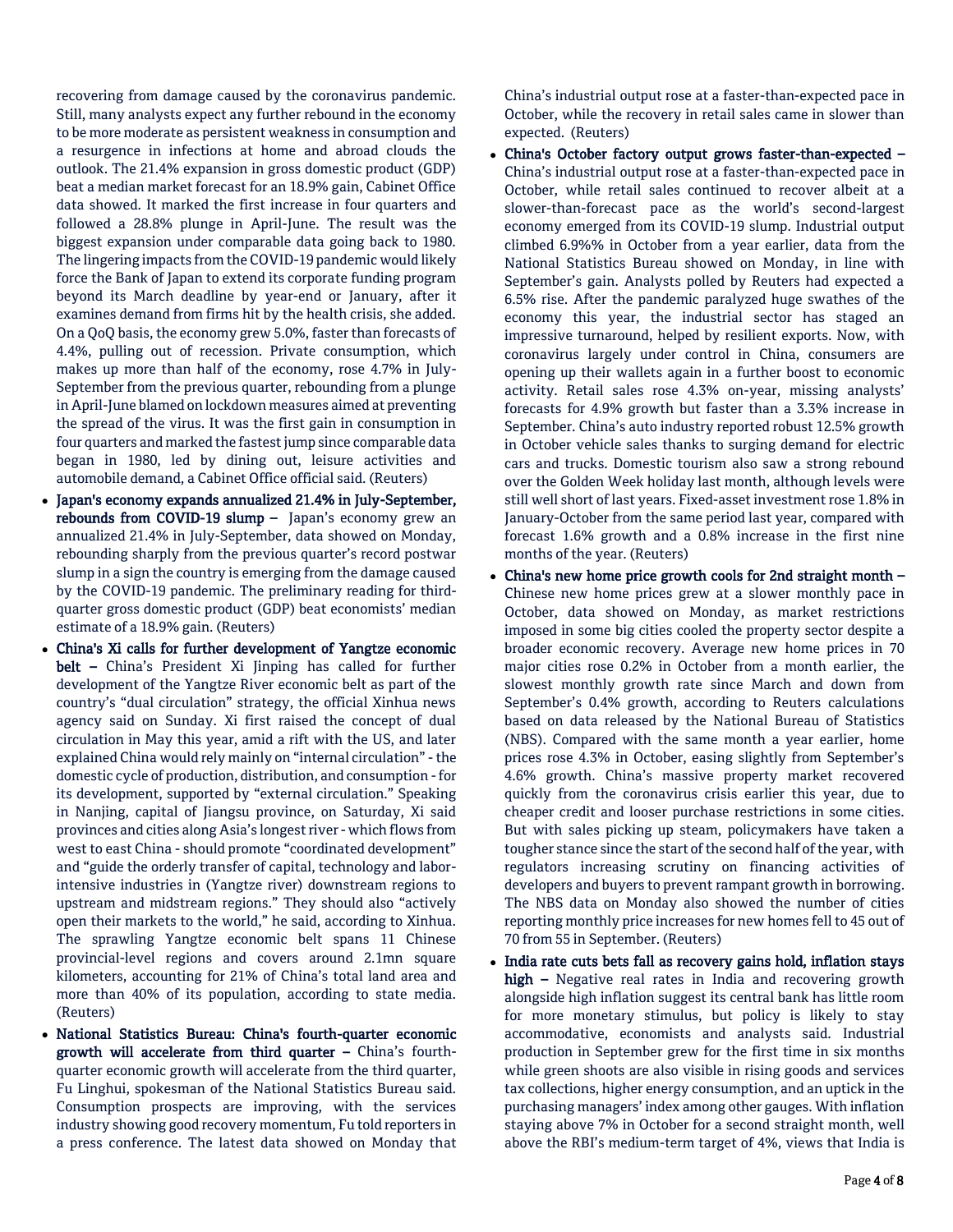recovering from damage caused by the coronavirus pandemic. Still, many analysts expect any further rebound in the economy to be more moderate as persistent weakness in consumption and a resurgence in infections at home and abroad clouds the outlook. The 21.4% expansion in gross domestic product (GDP) beat a median market forecast for an 18.9% gain, Cabinet Office data showed. It marked the first increase in four quarters and followed a 28.8% plunge in April-June. The result was the biggest expansion under comparable data going back to 1980. The lingering impacts from the COVID-19 pandemic would likely force the Bank of Japan to extend its corporate funding program beyond its March deadline by year-end or January, after it examines demand from firms hit by the health crisis, she added. On a QoQ basis, the economy grew 5.0%, faster than forecasts of 4.4%, pulling out of recession. Private consumption, which makes up more than half of the economy, rose 4.7% in July-September from the previous quarter, rebounding from a plunge in April-June blamed on lockdown measures aimed at preventing the spread of the virus. It was the first gain in consumption in four quarters and marked the fastest jump since comparable data began in 1980, led by dining out, leisure activities and automobile demand, a Cabinet Office official said. (Reuters)

- **Japan's economy expands annualized 21.4% in July-September, rebounds from COVID-19 slump –** Japan's economy grew an annualized 21.4% in July-September, data showed on Monday, rebounding sharply from the previous quarter's record postwar slump in a sign the country is emerging from the damage caused by the COVID-19 pandemic. The preliminary reading for third-quarter gross domestic product (GDP) beat economists' median estimate of a 18.9% gain. (Reuters)
- **China's Xi calls for further development of Yangtze economic belt –** China's President Xi Jinping has called for further development of the Yangtze River economic belt as part of the country's "dual circulation" strategy, the official Xinhua news agency said on Sunday. Xi first raised the concept of dual circulation in May this year, amid a rift with the US, and later explained China would rely mainly on "internal circulation" - the domestic cycle of production, distribution, and consumption - for its development, supported by "external circulation." Speaking in Nanjing, capital of Jiangsu province, on Saturday, Xi said provinces and cities along Asia's longest river - which flows from west to east China - should promote "coordinated development" and "guide the orderly transfer of capital, technology and labor-intensive industries in (Yangtze river) downstream regions to upstream and midstream regions." They should also "actively open their markets to the world," he said, according to Xinhua. The sprawling Yangtze economic belt spans 11 Chinese provincial-level regions and covers around 2.1mn square kilometers, accounting for 21% of China's total land area and more than 40% of its population, according to state media. (Reuters)
- **National Statistics Bureau: China's fourth-quarter economic growth will accelerate from third quarter –** China's fourth-quarter economic growth will accelerate from the third quarter, Fu Linghui, spokesman of the National Statistics Bureau said. Consumption prospects are improving, with the services industry showing good recovery momentum, Fu told reporters in a press conference. The latest data showed on Monday that China's industrial output rose at a faster-than-expected pace in October, while the recovery in retail sales came in slower than expected. (Reuters)
- **China's October factory output grows faster-than-expected –** China's industrial output rose at a faster-than-expected pace in October, while retail sales continued to recover albeit at a slower-than-forecast pace as the world's second-largest economy emerged from its COVID-19 slump. Industrial output climbed 6.9%% in October from a year earlier, data from the National Statistics Bureau showed on Monday, in line with September's gain. Analysts polled by Reuters had expected a 6.5% rise. After the pandemic paralyzed huge swathes of the economy this year, the industrial sector has staged an impressive turnaround, helped by resilient exports. Now, with coronavirus largely under control in China, consumers are opening up their wallets again in a further boost to economic activity. Retail sales rose 4.3% on-year, missing analysts' forecasts for 4.9% growth but faster than a 3.3% increase in September. China's auto industry reported robust 12.5% growth in October vehicle sales thanks to surging demand for electric cars and trucks. Domestic tourism also saw a strong rebound over the Golden Week holiday last month, although levels were still well short of last years. Fixed-asset investment rose 1.8% in January-October from the same period last year, compared with forecast 1.6% growth and a 0.8% increase in the first nine months of the year. (Reuters)
- **China's new home price growth cools for 2nd straight month –** Chinese new home prices grew at a slower monthly pace in October, data showed on Monday, as market restrictions imposed in some big cities cooled the property sector despite a broader economic recovery. Average new home prices in 70 major cities rose 0.2% in October from a month earlier, the slowest monthly growth rate since March and down from September's 0.4% growth, according to Reuters calculations based on data released by the National Bureau of Statistics (NBS). Compared with the same month a year earlier, home prices rose 4.3% in October, easing slightly from September's 4.6% growth. China's massive property market recovered quickly from the coronavirus crisis earlier this year, due to cheaper credit and looser purchase restrictions in some cities. But with sales picking up steam, policymakers have taken a tougher stance since the start of the second half of the year, with regulators increasing scrutiny on financing activities of developers and buyers to prevent rampant growth in borrowing. The NBS data on Monday also showed the number of cities reporting monthly price increases for new homes fell to 45 out of 70 from 55 in September. (Reuters)
- **India rate cuts bets fall as recovery gains hold, inflation stays high –** Negative real rates in India and recovering growth alongside high inflation suggest its central bank has little room for more monetary stimulus, but policy is likely to stay accommodative, economists and analysts said. Industrial production in September grew for the first time in six months while green shoots are also visible in rising goods and services tax collections, higher energy consumption, and an uptick in the purchasing managers' index among other gauges. With inflation staying above 7% in October for a second straight month, well above the RBI's medium-term target of 4%, views that India is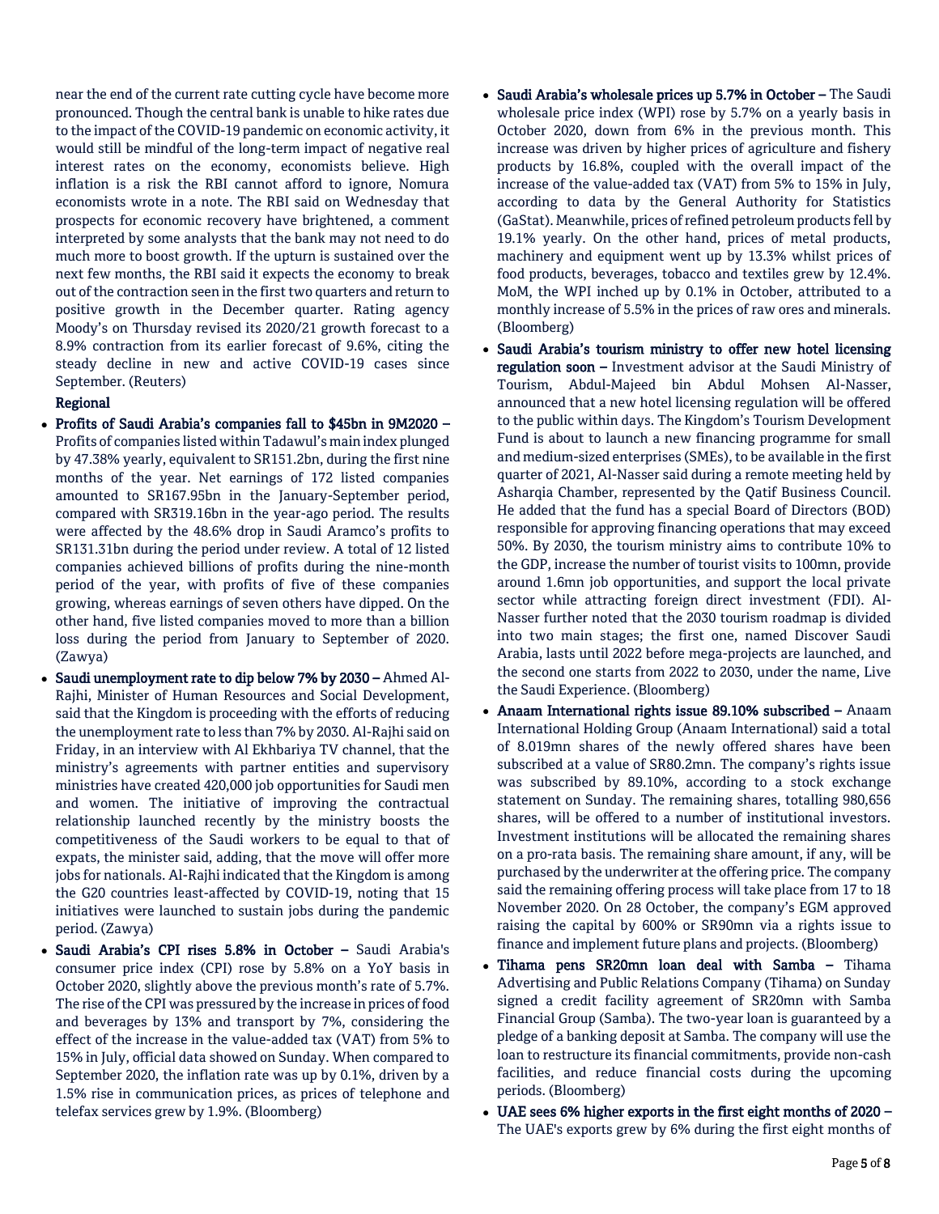near the end of the current rate cutting cycle have become more pronounced. Though the central bank is unable to hike rates due to the impact of the COVID-19 pandemic on economic activity, it would still be mindful of the long-term impact of negative real interest rates on the economy, economists believe. High inflation is a risk the RBI cannot afford to ignore, Nomura economists wrote in a note. The RBI said on Wednesday that prospects for economic recovery have brightened, a comment interpreted by some analysts that the bank may not need to do much more to boost growth. If the upturn is sustained over the next few months, the RBI said it expects the economy to break out of the contraction seen in the first two quarters and return to positive growth in the December quarter. Rating agency Moody's on Thursday revised its 2020/21 growth forecast to a 8.9% contraction from its earlier forecast of 9.6%, citing the steady decline in new and active COVID-19 cases since September. (Reuters)

**Regional**

- **Profits of Saudi Arabia's companies fall to $45bn in 9M2020 –** Profits of companies listed within Tadawul's main index plunged by 47.38% yearly, equivalent to SR151.2bn, during the first nine months of the year. Net earnings of 172 listed companies amounted to SR167.95bn in the January-September period, compared with SR319.16bn in the year-ago period. The results were affected by the 48.6% drop in Saudi Aramco's profits to SR131.31bn during the period under review. A total of 12 listed companies achieved billions of profits during the nine-month period of the year, with profits of five of these companies growing, whereas earnings of seven others have dipped. On the other hand, five listed companies moved to more than a billion loss during the period from January to September of 2020. (Zawya)
- **Saudi unemployment rate to dip below 7% by 2030 –** Ahmed Al-Rajhi, Minister of Human Resources and Social Development, said that the Kingdom is proceeding with the efforts of reducing the unemployment rate to less than 7% by 2030. Al-Rajhi said on Friday, in an interview with Al Ekhbariya TV channel, that the ministry's agreements with partner entities and supervisory ministries have created 420,000 job opportunities for Saudi men and women. The initiative of improving the contractual relationship launched recently by the ministry boosts the competitiveness of the Saudi workers to be equal to that of expats, the minister said, adding, that the move will offer more jobs for nationals. Al-Rajhi indicated that the Kingdom is among the G20 countries least-affected by COVID-19, noting that 15 initiatives were launched to sustain jobs during the pandemic period. (Zawya)
- **Saudi Arabia's CPI rises 5.8% in October –** Saudi Arabia's consumer price index (CPI) rose by 5.8% on a YoY basis in October 2020, slightly above the previous month's rate of 5.7%. The rise of the CPI was pressured by the increase in prices of food and beverages by 13% and transport by 7%, considering the effect of the increase in the value-added tax (VAT) from 5% to 15% in July, official data showed on Sunday. When compared to September 2020, the inflation rate was up by 0.1%, driven by a 1.5% rise in communication prices, as prices of telephone and telefax services grew by 1.9%. (Bloomberg)
- **Saudi Arabia's wholesale prices up 5.7% in October –** The Saudi wholesale price index (WPI) rose by 5.7% on a yearly basis in October 2020, down from 6% in the previous month. This increase was driven by higher prices of agriculture and fishery products by 16.8%, coupled with the overall impact of the increase of the value-added tax (VAT) from 5% to 15% in July, according to data by the General Authority for Statistics (GaStat). Meanwhile, prices of refined petroleum products fell by 19.1% yearly. On the other hand, prices of metal products, machinery and equipment went up by 13.3% whilst prices of food products, beverages, tobacco and textiles grew by 12.4%. MoM, the WPI inched up by 0.1% in October, attributed to a monthly increase of 5.5% in the prices of raw ores and minerals. (Bloomberg)
- **Saudi Arabia's tourism ministry to offer new hotel licensing regulation soon –** Investment advisor at the Saudi Ministry of Tourism, Abdul-Majeed bin Abdul Mohsen Al-Nasser, announced that a new hotel licensing regulation will be offered to the public within days. The Kingdom's Tourism Development Fund is about to launch a new financing programme for small and medium-sized enterprises (SMEs), to be available in the first quarter of 2021, Al-Nasser said during a remote meeting held by Asharqia Chamber, represented by the Qatif Business Council. He added that the fund has a special Board of Directors (BOD) responsible for approving financing operations that may exceed 50%. By 2030, the tourism ministry aims to contribute 10% to the GDP, increase the number of tourist visits to 100mn, provide around 1.6mn job opportunities, and support the local private sector while attracting foreign direct investment (FDI). Al-Nasser further noted that the 2030 tourism roadmap is divided into two main stages; the first one, named Discover Saudi Arabia, lasts until 2022 before mega-projects are launched, and the second one starts from 2022 to 2030, under the name, Live the Saudi Experience. (Bloomberg)
- **Anaam International rights issue 89.10% subscribed –** Anaam International Holding Group (Anaam International) said a total of 8.019mn shares of the newly offered shares have been subscribed at a value of SR80.2mn. The company's rights issue was subscribed by 89.10%, according to a stock exchange statement on Sunday. The remaining shares, totalling 980,656 shares, will be offered to a number of institutional investors. Investment institutions will be allocated the remaining shares on a pro-rata basis. The remaining share amount, if any, will be purchased by the underwriter at the offering price. The company said the remaining offering process will take place from 17 to 18 November 2020. On 28 October, the company's EGM approved raising the capital by 600% or SR90mn via a rights issue to finance and implement future plans and projects. (Bloomberg)
- **Tihama pens SR20mn loan deal with Samba –** Tihama Advertising and Public Relations Company (Tihama) on Sunday signed a credit facility agreement of SR20mn with Samba Financial Group (Samba). The two-year loan is guaranteed by a pledge of a banking deposit at Samba. The company will use the loan to restructure its financial commitments, provide non-cash facilities, and reduce financial costs during the upcoming periods. (Bloomberg)
- **UAE sees 6% higher exports in the first eight months of 2020 –** The UAE's exports grew by 6% during the first eight months of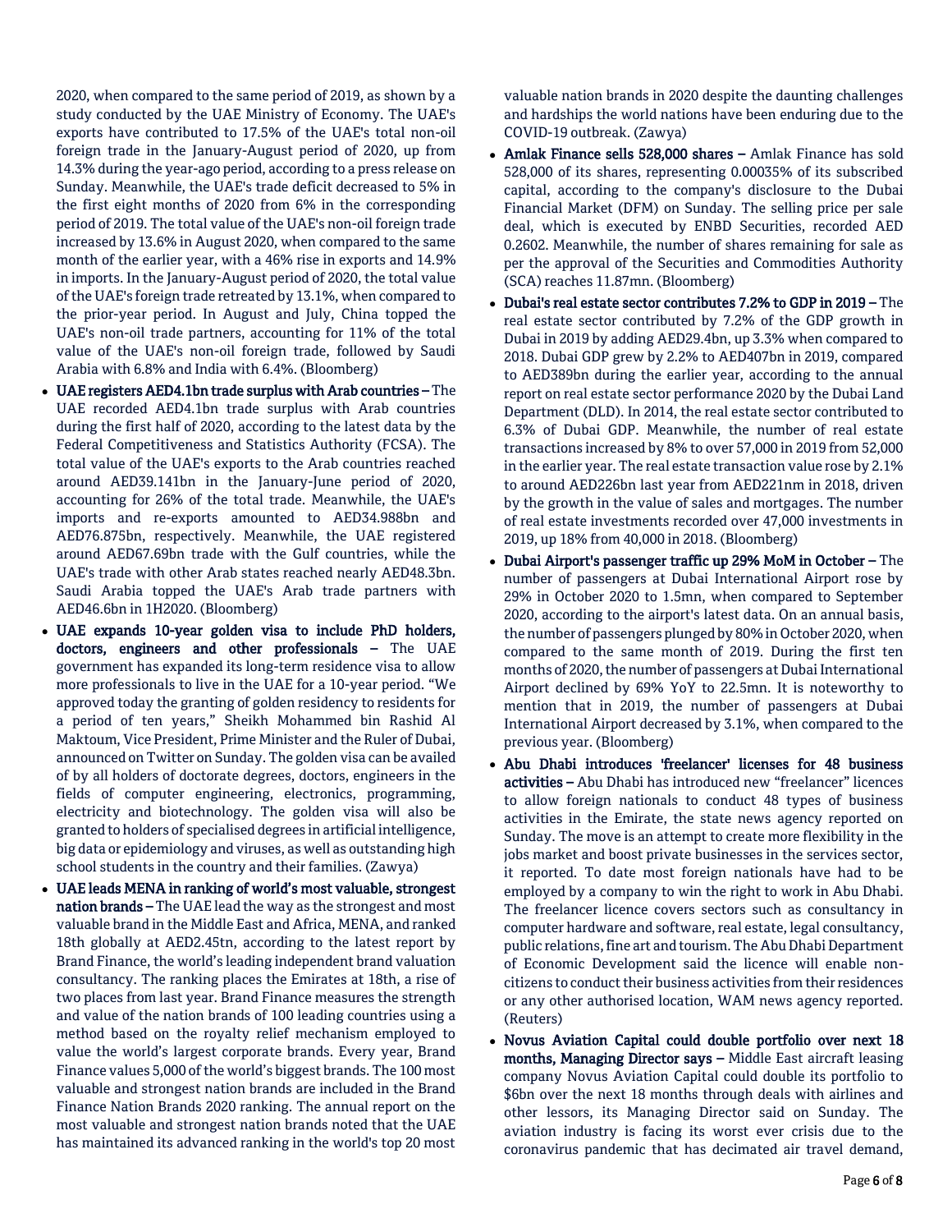2020, when compared to the same period of 2019, as shown by a study conducted by the UAE Ministry of Economy. The UAE's exports have contributed to 17.5% of the UAE's total non-oil foreign trade in the January-August period of 2020, up from 14.3% during the year-ago period, according to a press release on Sunday. Meanwhile, the UAE's trade deficit decreased to 5% in the first eight months of 2020 from 6% in the corresponding period of 2019. The total value of the UAE's non-oil foreign trade increased by 13.6% in August 2020, when compared to the same month of the earlier year, with a 46% rise in exports and 14.9% in imports. In the January-August period of 2020, the total value of the UAE's foreign trade retreated by 13.1%, when compared to the prior-year period. In August and July, China topped the UAE's non-oil trade partners, accounting for 11% of the total value of the UAE's non-oil foreign trade, followed by Saudi Arabia with 6.8% and India with 6.4%. (Bloomberg)

- **UAE registers AED4.1bn trade surplus with Arab countries –** The UAE recorded AED4.1bn trade surplus with Arab countries during the first half of 2020, according to the latest data by the Federal Competitiveness and Statistics Authority (FCSA). The total value of the UAE's exports to the Arab countries reached around AED39.141bn in the January-June period of 2020, accounting for 26% of the total trade. Meanwhile, the UAE's imports and re-exports amounted to AED34.988bn and AED76.875bn, respectively. Meanwhile, the UAE registered around AED67.69bn trade with the Gulf countries, while the UAE's trade with other Arab states reached nearly AED48.3bn. Saudi Arabia topped the UAE's Arab trade partners with AED46.6bn in 1H2020. (Bloomberg)
- **UAE expands 10-year golden visa to include PhD holders, doctors, engineers and other professionals –** The UAE government has expanded its long-term residence visa to allow more professionals to live in the UAE for a 10-year period. "We approved today the granting of golden residency to residents for a period of ten years," Sheikh Mohammed bin Rashid Al Maktoum, Vice President, Prime Minister and the Ruler of Dubai, announced on Twitter on Sunday. The golden visa can be availed of by all holders of doctorate degrees, doctors, engineers in the fields of computer engineering, electronics, programming, electricity and biotechnology. The golden visa will also be granted to holders of specialised degrees in artificial intelligence, big data or epidemiology and viruses, as well as outstanding high school students in the country and their families. (Zawya)
- **UAE leads MENA in ranking of world's most valuable, strongest nation brands –** The UAE lead the way as the strongest and most valuable brand in the Middle East and Africa, MENA, and ranked 18th globally at AED2.45tn, according to the latest report by Brand Finance, the world's leading independent brand valuation consultancy. The ranking places the Emirates at 18th, a rise of two places from last year. Brand Finance measures the strength and value of the nation brands of 100 leading countries using a method based on the royalty relief mechanism employed to value the world's largest corporate brands. Every year, Brand Finance values 5,000 of the world's biggest brands. The 100 most valuable and strongest nation brands are included in the Brand Finance Nation Brands 2020 ranking. The annual report on the most valuable and strongest nation brands noted that the UAE has maintained its advanced ranking in the world's top 20 most valuable nation brands in 2020 despite the daunting challenges and hardships the world nations have been enduring due to the COVID-19 outbreak. (Zawya)
- **Amlak Finance sells 528,000 shares –** Amlak Finance has sold 528,000 of its shares, representing 0.00035% of its subscribed capital, according to the company's disclosure to the Dubai Financial Market (DFM) on Sunday. The selling price per sale deal, which is executed by ENBD Securities, recorded AED 0.2602. Meanwhile, the number of shares remaining for sale as per the approval of the Securities and Commodities Authority (SCA) reaches 11.87mn. (Bloomberg)
- **Dubai's real estate sector contributes 7.2% to GDP in 2019 –** The real estate sector contributed by 7.2% of the GDP growth in Dubai in 2019 by adding AED29.4bn, up 3.3% when compared to 2018. Dubai GDP grew by 2.2% to AED407bn in 2019, compared to AED389bn during the earlier year, according to the annual report on real estate sector performance 2020 by the Dubai Land Department (DLD). In 2014, the real estate sector contributed to 6.3% of Dubai GDP. Meanwhile, the number of real estate transactions increased by 8% to over 57,000 in 2019 from 52,000 in the earlier year. The real estate transaction value rose by 2.1% to around AED226bn last year from AED221nm in 2018, driven by the growth in the value of sales and mortgages. The number of real estate investments recorded over 47,000 investments in 2019, up 18% from 40,000 in 2018. (Bloomberg)
- **Dubai Airport's passenger traffic up 29% MoM in October –** The number of passengers at Dubai International Airport rose by 29% in October 2020 to 1.5mn, when compared to September 2020, according to the airport's latest data. On an annual basis, the number of passengers plunged by 80% in October 2020, when compared to the same month of 2019. During the first ten months of 2020, the number of passengers at Dubai International Airport declined by 69% YoY to 22.5mn. It is noteworthy to mention that in 2019, the number of passengers at Dubai International Airport decreased by 3.1%, when compared to the previous year. (Bloomberg)
- **Abu Dhabi introduces 'freelancer' licenses for 48 business activities –** Abu Dhabi has introduced new "freelancer" licences to allow foreign nationals to conduct 48 types of business activities in the Emirate, the state news agency reported on Sunday. The move is an attempt to create more flexibility in the jobs market and boost private businesses in the services sector, it reported. To date most foreign nationals have had to be employed by a company to win the right to work in Abu Dhabi. The freelancer licence covers sectors such as consultancy in computer hardware and software, real estate, legal consultancy, public relations, fine art and tourism. The Abu Dhabi Department of Economic Development said the licence will enable non-citizens to conduct their business activities from their residences or any other authorised location, WAM news agency reported. (Reuters)
- **Novus Aviation Capital could double portfolio over next 18 months, Managing Director says –** Middle East aircraft leasing company Novus Aviation Capital could double its portfolio to $6bn over the next 18 months through deals with airlines and other lessors, its Managing Director said on Sunday. The aviation industry is facing its worst ever crisis due to the coronavirus pandemic that has decimated air travel demand,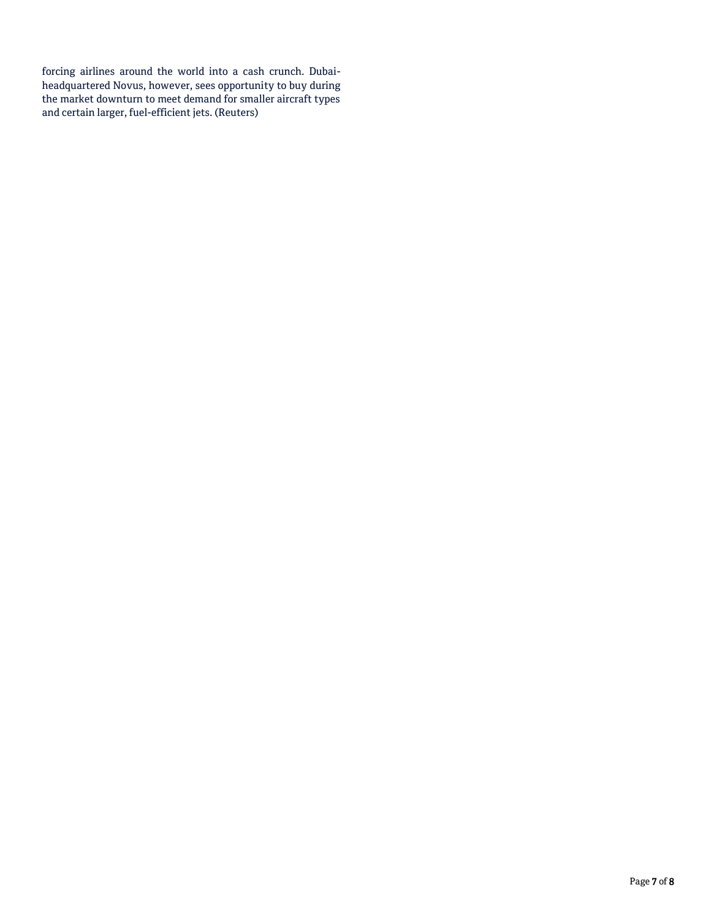forcing airlines around the world into a cash crunch. Dubai-headquartered Novus, however, sees opportunity to buy during the market downturn to meet demand for smaller aircraft types and certain larger, fuel-efficient jets. (Reuters)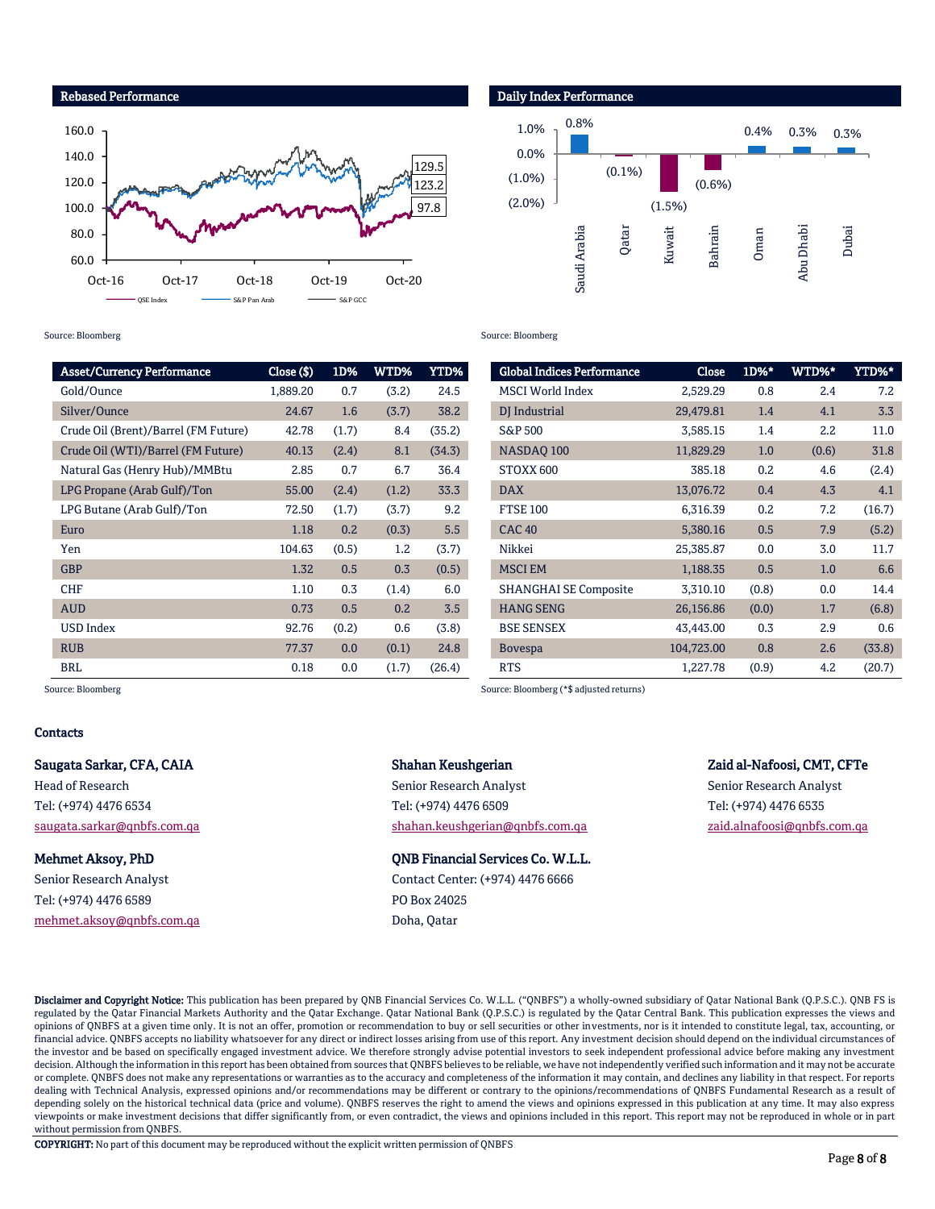## Rebased Performance

160.0
140.0
120.0
100.0
80.0
60.0

Oct-16 Oct-17 Oct-18 Oct-19 Oct-20

129.5
123.2
97.8

QSE Index S&P Pan Arab S&P GCC

Source: Bloomberg

## Daily Index Performance

1.0%
0.0%
(1.0%)
(2.0%)

0.8% (0.1%) (1.5%) (0.6%) 0.4% 0.3% 0.3%

Saudi Arabia Qatar Kuwait Bahrain Oman Abu Dhabi Dubai

Source: Bloomberg

| Asset/Currency Performance | Close ($) | 1D% | WTD% | YTD% |
|---|---|---|---|---|
| Gold/Ounce | 1,889.20 | 0.7 | (3.2) | 24.5 |
| Silver/Ounce | 24.67 | 1.6 | (3.7) | 38.2 |
| Crude Oil (Brent)/Barrel (FM Future) | 42.78 | (1.7) | 8.4 | (35.2) |
| Crude Oil (WTI)/Barrel (FM Future) | 40.13 | (2.4) | 8.1 | (34.3) |
| Natural Gas (Henry Hub)/MMBtu | 2.85 | 0.7 | 6.7 | 36.4 |
| LPG Propane (Arab Gulf)/Ton | 55.00 | (2.4) | (1.2) | 33.3 |
| LPG Butane (Arab Gulf)/Ton | 72.50 | (1.7) | (3.7) | 9.2 |
| Euro | 1.18 | 0.2 | (0.3) | 5.5 |
| Yen | 104.63 | (0.5) | 1.2 | (3.7) |
| GBP | 1.32 | 0.5 | 0.3 | (0.5) |
| CHF | 1.10 | 0.3 | (1.4) | 6.0 |
| AUD | 0.73 | 0.5 | 0.2 | 3.5 |
| USD Index | 92.76 | (0.2) | 0.6 | (3.8) |
| RUB | 77.37 | 0.0 | (0.1) | 24.8 |
| BRL | 0.18 | 0.0 | (1.7) | (26.4) |

Source: Bloomberg

| Global Indices Performance | Close | 1D%* | WTD%* | YTD%* |
|---|---|---|---|---|
| MSCI World Index | 2,529.29 | 0.8 | 2.4 | 7.2 |
| DJ Industrial | 29,479.81 | 1.4 | 4.1 | 3.3 |
| S&P 500 | 3,585.15 | 1.4 | 2.2 | 11.0 |
| NASDAQ 100 | 11,829.29 | 1.0 | (0.6) | 31.8 |
| STOXX 600 | 385.18 | 0.2 | 4.6 | (2.4) |
| DAX | 13,076.72 | 0.4 | 4.3 | 4.1 |
| FTSE 100 | 6,316.39 | 0.2 | 7.2 | (16.7) |
| CAC 40 | 5,380.16 | 0.5 | 7.9 | (5.2) |
| Nikkei | 25,385.87 | 0.0 | 3.0 | 11.7 |
| MSCI EM | 1,188.35 | 0.5 | 1.0 | 6.6 |
| SHANGHAI SE Composite | 3,310.10 | (0.8) | 0.0 | 14.4 |
| HANG SENG | 26,156.86 | (0.0) | 1.7 | (6.8) |
| BSE SENSEX | 43,443.00 | 0.3 | 2.9 | 0.6 |
| Bovespa | 104,723.00 | 0.8 | 2.6 | (33.8) |
| RTS | 1,227.78 | (0.9) | 4.2 | (20.7) |

Source: Bloomberg (*$ adjusted returns)

## Contacts

**Saugata Sarkar, CFA, CAIA**
Head of Research
Tel: (+974) 4476 6534
saugata.sarkar@qnbfs.com.qa

**Shahan Keushgerian**
Senior Research Analyst
Tel: (+974) 4476 6509
shahan.keushgerian@qnbfs.com.qa

**Zaid al-Nafoosi, CMT, CFTe**
Senior Research Analyst
Tel: (+974) 4476 6535
zaid.alnafoosi@qnbfs.com.qa

**Mehmet Aksoy, PhD**
Senior Research Analyst
Tel: (+974) 4476 6589
mehmet.aksoy@qnbfs.com.qa

**QNB Financial Services Co. W.L.L.**
Contact Center: (+974) 4476 6666
PO Box 24025
Doha, Qatar

**Disclaimer and Copyright Notice:** This publication has been prepared by QNB Financial Services Co. W.L.L. ("QNBFS") a wholly-owned subsidiary of Qatar National Bank (Q.P.S.C.). QNB FS is regulated by the Qatar Financial Markets Authority and the Qatar Exchange. Qatar National Bank (Q.P.S.C.) is regulated by the Qatar Central Bank. This publication expresses the views and opinions of QNBFS at a given time only. It is not an offer, promotion or recommendation to buy or sell securities or other investments, nor is it intended to constitute legal, tax, accounting, or financial advice. QNBFS accepts no liability whatsoever for any direct or indirect losses arising from use of this report. Any investment decision should depend on the individual circumstances of the investor and be based on specifically engaged investment advice. We therefore strongly advise potential investors to seek independent professional advice before making any investment decision. Although the information in this report has been obtained from sources that QNBFS believes to be reliable, we have not independently verified such information and it may not be accurate or complete. QNBFS does not make any representations or warranties as to the accuracy and completeness of the information it may contain, and declines any liability in that respect. For reports dealing with Technical Analysis, expressed opinions and/or recommendations may be different or contrary to the opinions/recommendations of QNBFS Fundamental Research as a result of depending solely on the historical technical data (price and volume). QNBFS reserves the right to amend the views and opinions expressed in this publication at any time. It may also express viewpoints or make investment decisions that differ significantly from, or even contradict, the views and opinions included in this report. This report may not be reproduced in whole or in part without permission from QNBFS.

**COPYRIGHT:** No part of this document may be reproduced without the explicit written permission of QNBFS